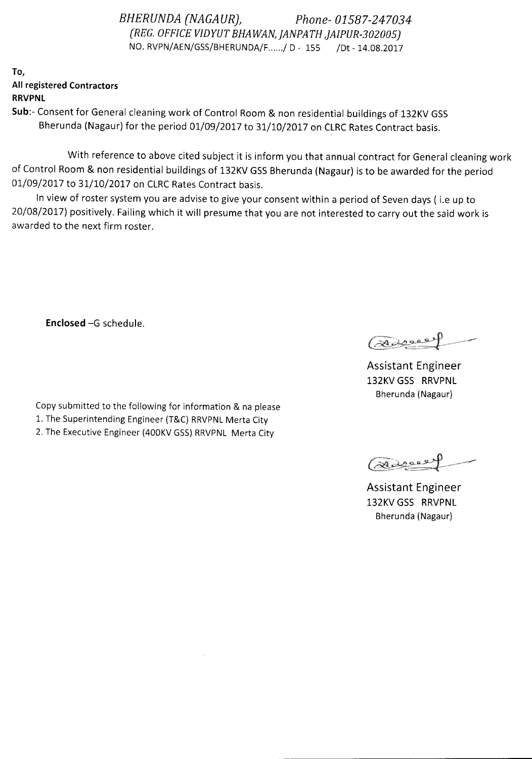*BHERUNDA (NAGAUR), Phone- 01587-247034*
*(REG. OFFICE VIDYUT BHAWAN, JANPATH ,JAIPUR-302005)*
NO. RVPN/AEN/GSS/BHERUNDA/F....../ D - 155 /Dt - 14.08.2017

**To,**
**All registered Contractors**
**RRVPNL**

**Sub**:- Consent for General cleaning work of Control Room & non residential buildings of 132KV GSS Bherunda (Nagaur) for the period 01/09/2017 to 31/10/2017 on CLRC Rates Contract basis.

With reference to above cited subject it is inform you that annual contract for General cleaning work of Control Room & non residential buildings of 132KV GSS Bherunda (Nagaur) is to be awarded for the period 01/09/2017 to 31/10/2017 on CLRC Rates Contract basis.

In view of roster system you are advise to give your consent within a period of Seven days ( i.e up to 20/08/2017) positively. Failing which it will presume that you are not interested to carry out the said work is awarded to the next firm roster.

**Enclosed** –G schedule.

Assistant Engineer
132KV GSS RRVPNL
Bherunda (Nagaur)

Copy submitted to the following for information & na please
1. The Superintending Engineer (T&C) RRVPNL Merta City
2. The Executive Engineer (400KV GSS) RRVPNL Merta City

Assistant Engineer
132KV GSS RRVPNL
Bherunda (Nagaur)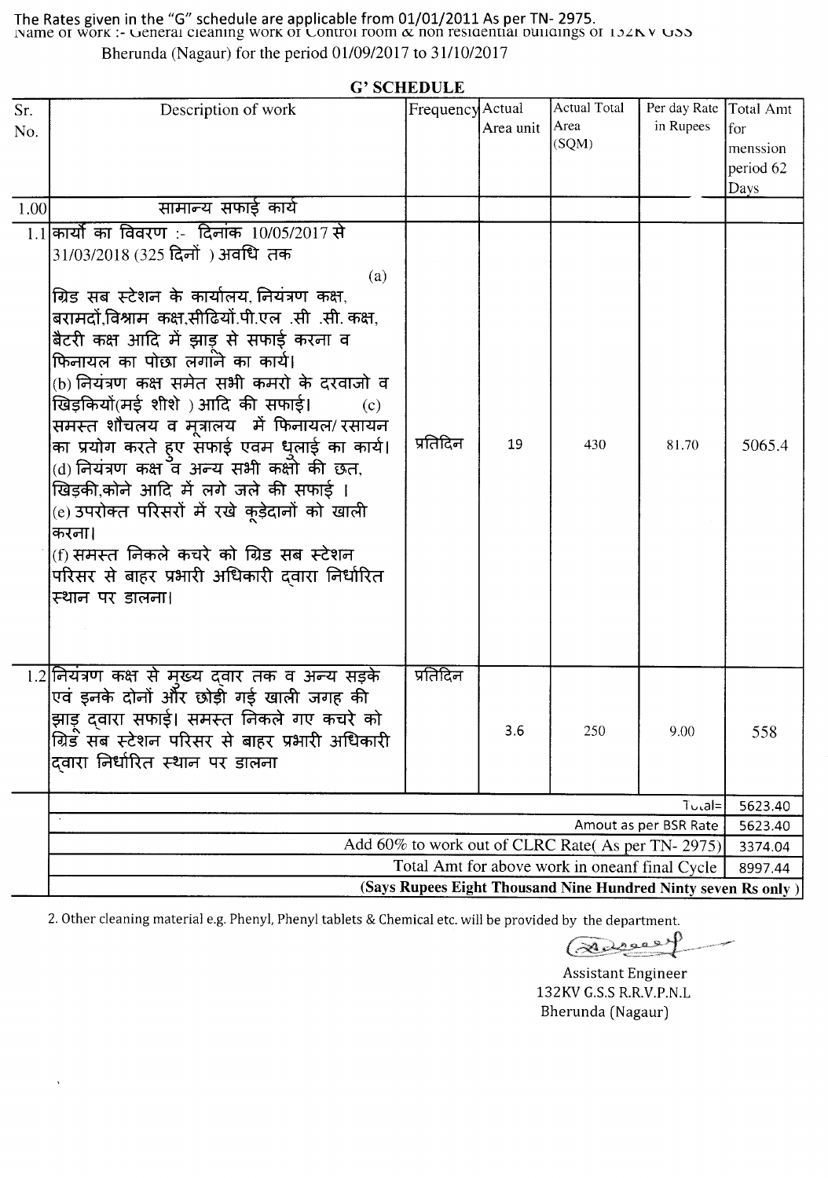The Rates given in the "G" schedule are applicable from 01/01/2011 As per TN- 2975.

Name of work :- General cleaning work of Control room & non residential buildings of 132KV GSS Bherunda (Nagaur) for the period 01/09/2017 to 31/10/2017

## G' SCHEDULE

| Sr. No. | Description of work | Frequency | Actual Area unit | Actual Total Area (SQM) | Per day Rate in Rupees | Total Amt for menssion period 62 Days |
|---|---|---|---|---|---|---|
| 1.00 | सामान्य सफाई कार्य | | | | | |
| 1.1 | कार्यों का विवरण :- दिनांक 10/05/2017 से 31/03/2018 (325 दिनों ) अवधि तक (a) ग्रिड सब स्टेशन के कार्यालय, नियंत्रण कक्ष, बरामदों,विश्राम कक्ष,सीढियों.पी.एल .सी .सी. कक्ष, बैटरी कक्ष आदि में झाड़ू से सफाई करना व फिनायल का पोछा लगाने का कार्य। (b) नियंत्रण कक्ष समेत सभी कमरो के दरवाजो व खिड़कियों(मई शीशे ) आदि की सफाई। (c) समस्त शौचलय व मूत्रालय में फिनायल/ रसायन का प्रयोग करते हुए सफाई एवम धुलाई का कार्य। (d) नियंत्रण कक्ष व अन्य सभी कक्षो की छत, खिड़की,कोने आदि में लगे जले की सफाई । (e) उपरोक्त परिसरों में रखे कूड़ेदानों को खाली करना। (f) समस्त निकले कचरे को ग्रिड सब स्टेशन परिसर से बाहर प्रभारी अधिकारी द्वारा निर्धारित स्थान पर डालना। | प्रतिदिन | 19 | 430 | 81.70 | 5065.4 |
| 1.2 | नियंत्रण कक्ष से मुख्य द्वार तक व अन्य सड़के एवं इनके दोनों और छोड़ी गई खाली जगह की झाड़ू द्वारा सफाई। समस्त निकले गए कचरे को ग्रिड सब स्टेशन परिसर से बाहर प्रभारी अधिकारी द्वारा निर्धारित स्थान पर डालना | प्रतिदिन | 3.6 | 250 | 9.00 | 558 |
| | | | | | Total= | 5623.40 |
| | | | | | Amout as per BSR Rate | 5623.40 |
| | | | | | Add 60% to work out of CLRC Rate( As per TN- 2975) | 3374.04 |
| | | | | | Total Amt for above work in oneanf final Cycle | 8997.44 |
| | (Says Rupees Eight Thousand Nine Hundred Ninty seven Rs only ) | | | | | |

2. Other cleaning material e.g. Phenyl, Phenyl tablets & Chemical etc. will be provided by the department.

Assistant Engineer
132KV G.S.S R.R.V.P.N.L
Bherunda (Nagaur)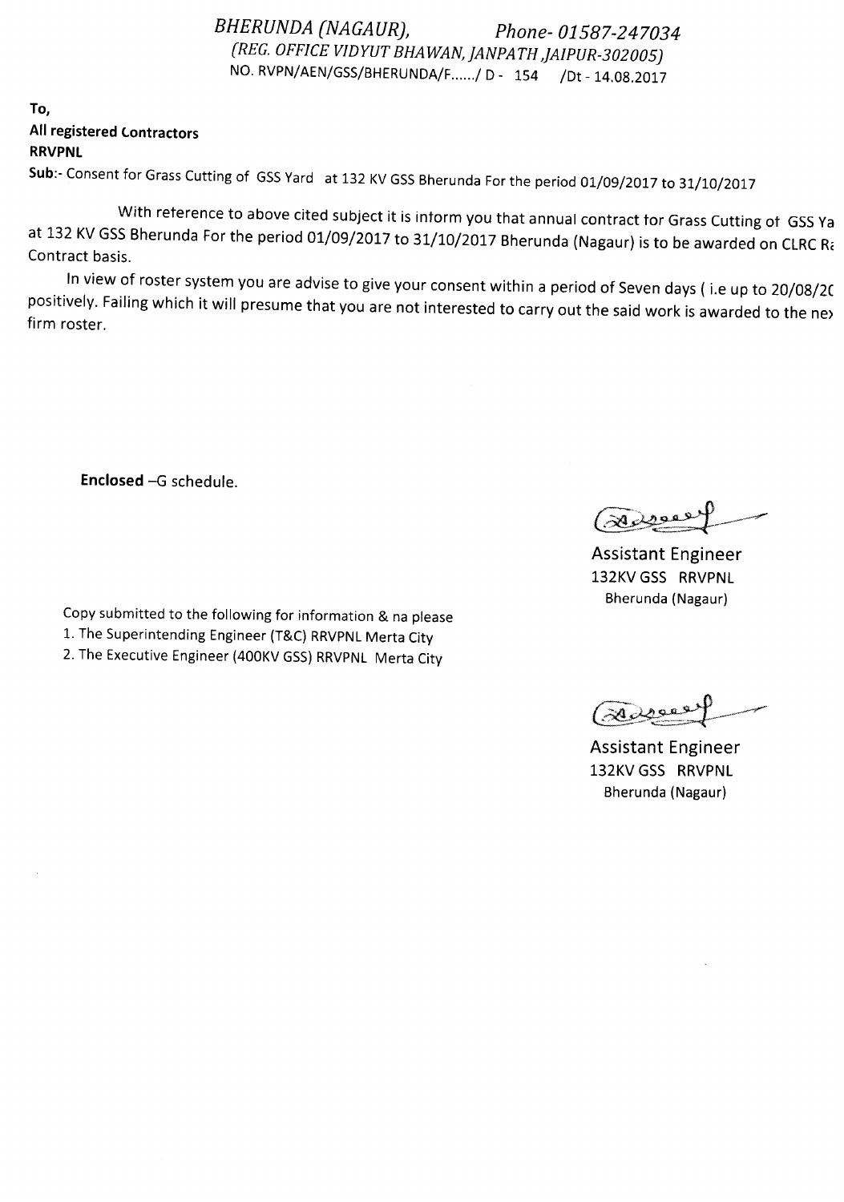*BHERUNDA (NAGAUR), Phone- 01587-247034*
*(REG. OFFICE VIDYUT BHAWAN, JANPATH ,JAIPUR-302005)*
NO. RVPN/AEN/GSS/BHERUNDA/F....../ D - 154 /Dt - 14.08.2017

**To,**
**All registered Contractors**
**RRVPNL**

**Sub:-** Consent for Grass Cutting of GSS Yard at 132 KV GSS Bherunda For the period 01/09/2017 to 31/10/2017

With reference to above cited subject it is inform you that annual contract for Grass Cutting of GSS Ya at 132 KV GSS Bherunda For the period 01/09/2017 to 31/10/2017 Bherunda (Nagaur) is to be awarded on CLRC Ra Contract basis.

In view of roster system you are advise to give your consent within a period of Seven days ( i.e up to 20/08/20 positively. Failing which it will presume that you are not interested to carry out the said work is awarded to the nex firm roster.

**Enclosed** –G schedule.

Assistant Engineer
132KV GSS RRVPNL
Bherunda (Nagaur)

Copy submitted to the following for information & na please

1. The Superintending Engineer (T&C) RRVPNL Merta City
2. The Executive Engineer (400KV GSS) RRVPNL Merta City

Assistant Engineer
132KV GSS RRVPNL
Bherunda (Nagaur)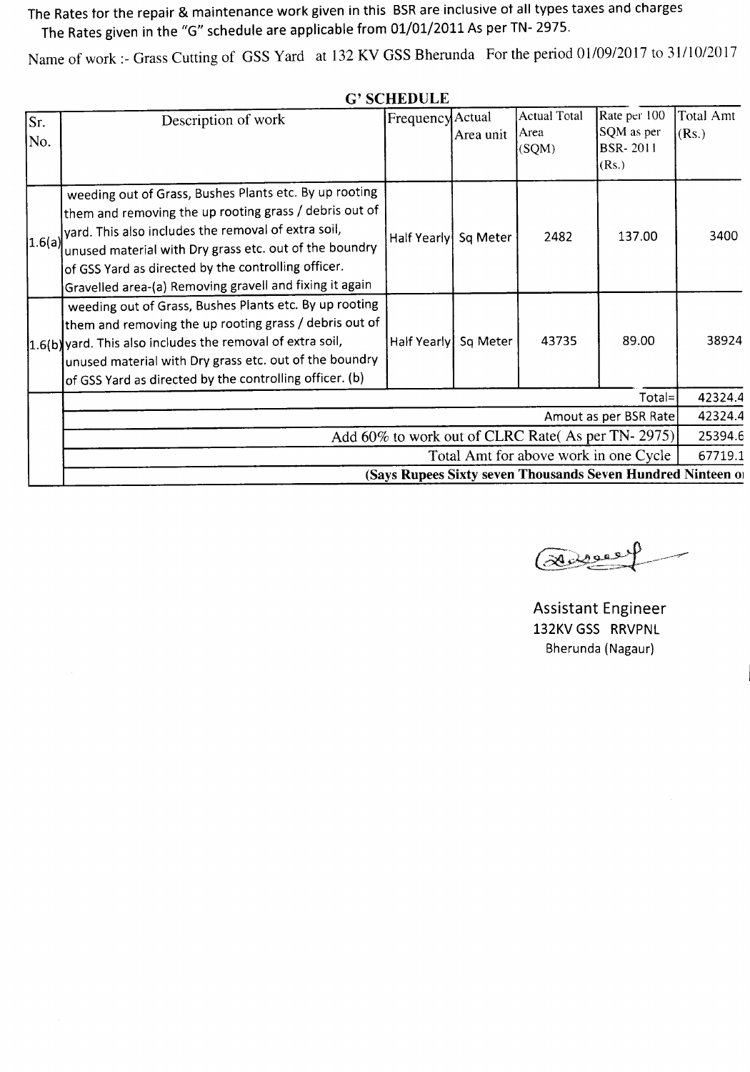The Rates for the repair & maintenance work given in this BSR are inclusive of all types taxes and charges
The Rates given in the "G" schedule are applicable from 01/01/2011 As per TN- 2975.

Name of work :- Grass Cutting of GSS Yard at 132 KV GSS Bherunda For the period 01/09/2017 to 31/10/2017

## G' SCHEDULE

| Sr. No. | Description of work | Frequency | Actual Area unit | Actual Total Area (SQM) | Rate per 100 SQM as per BSR- 2011 (Rs.) | Total Amt (Rs.) |
|---|---|---|---|---|---|---|
| 1.6(a) | weeding out of Grass, Bushes Plants etc. By up rooting them and removing the up rooting grass / debris out of yard. This also includes the removal of extra soil, unused material with Dry grass etc. out of the boundry of GSS Yard as directed by the controlling officer. Gravelled area-(a) Removing gravell and fixing it again | Half Yearly | Sq Meter | 2482 | 137.00 | 3400 |
| 1.6(b) | weeding out of Grass, Bushes Plants etc. By up rooting them and removing the up rooting grass / debris out of yard. This also includes the removal of extra soil, unused material with Dry grass etc. out of the boundry of GSS Yard as directed by the controlling officer. (b) | Half Yearly | Sq Meter | 43735 | 89.00 | 38924 |
| | Total= | | | | | 42324.4 |
| | Amout as per BSR Rate | | | | | 42324.4 |
| | Add 60% to work out of CLRC Rate( As per TN- 2975) | | | | | 25394.6 |
| | Total Amt for above work in one Cycle | | | | | 67719.1 |
| | **(Says Rupees Sixty seven Thousands Seven Hundred Ninteen o** | | | | | |

Assistant Engineer
132KV GSS RRVPNL
Bherunda (Nagaur)